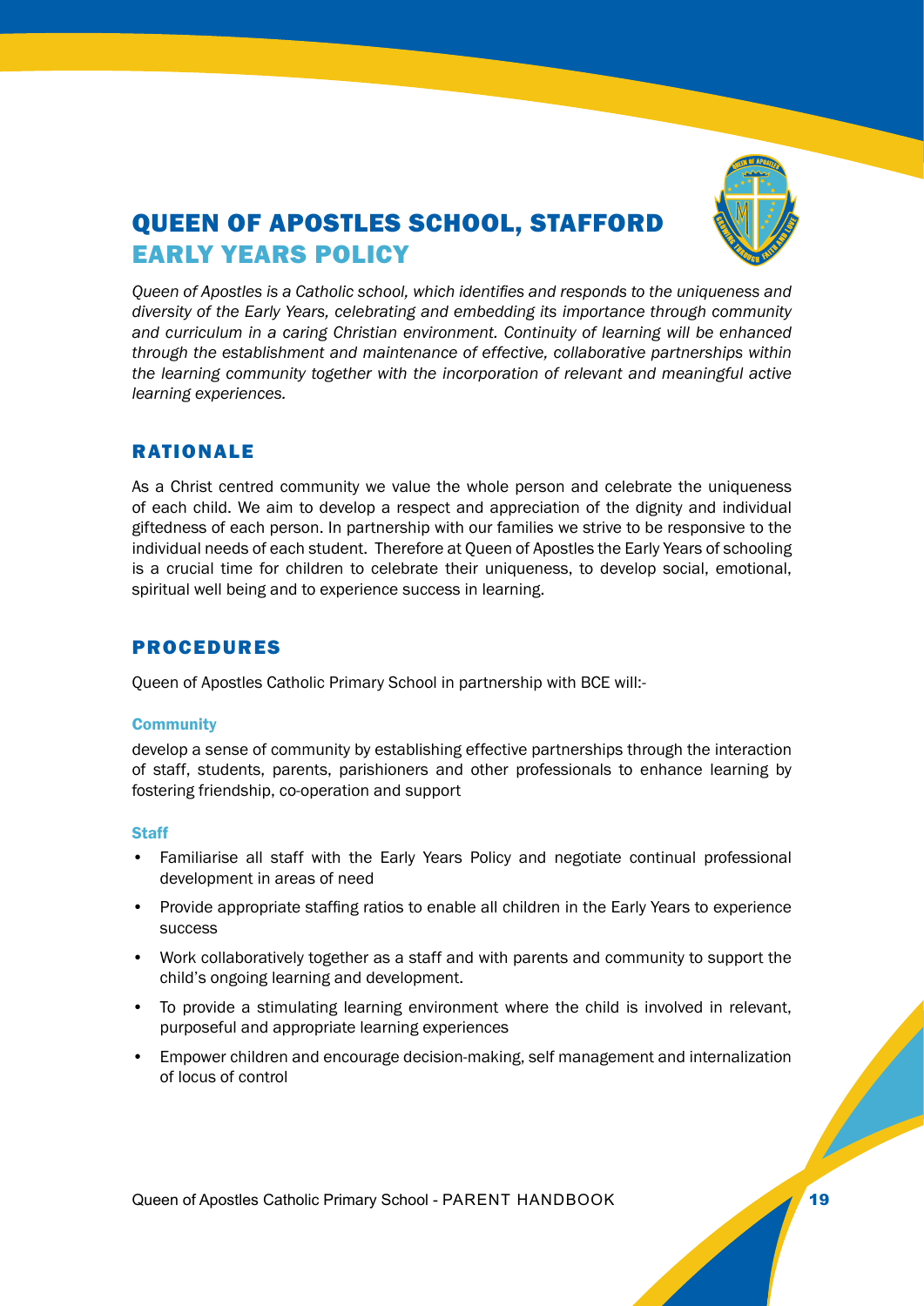# QUEEN OF APOSTLES SCHOOL, STAFFORD

## EARLY YEARS POLICY

*Queen of Apostles is a Catholic school, which identifies and responds to the uniqueness and diversity of the Early Years, celebrating and embedding its importance through community and curriculum in a caring Christian environment. Continuity of learning will be enhanced through the establishment and maintenance of effective, collaborative partnerships within the learning community together with the incorporation of relevant and meaningful active learning experiences.*

## RATIONALE

As a Christ centred community we value the whole person and celebrate the uniqueness of each child. We aim to develop a respect and appreciation of the dignity and individual giftedness of each person. In partnership with our families we strive to be responsive to the individual needs of each student. Therefore at Queen of Apostles the Early Years of schooling is a crucial time for children to celebrate their uniqueness, to develop social, emotional, spiritual well being and to experience success in learning.

## PROCEDURES

Queen of Apostles Catholic Primary School in partnership with BCE will:-

### Community

develop a sense of community by establishing effective partnerships through the interaction of staff, students, parents, parishioners and other professionals to enhance learning by fostering friendship, co-operation and support

### Staff

- Familiarise all staff with the Early Years Policy and negotiate continual professional development in areas of need
- Provide appropriate staffing ratios to enable all children in the Early Years to experience success
- Work collaboratively together as a staff and with parents and community to support the child's ongoing learning and development.
- To provide a stimulating learning environment where the child is involved in relevant, purposeful and appropriate learning experiences
- Empower children and encourage decision-making, self management and internalization of locus of control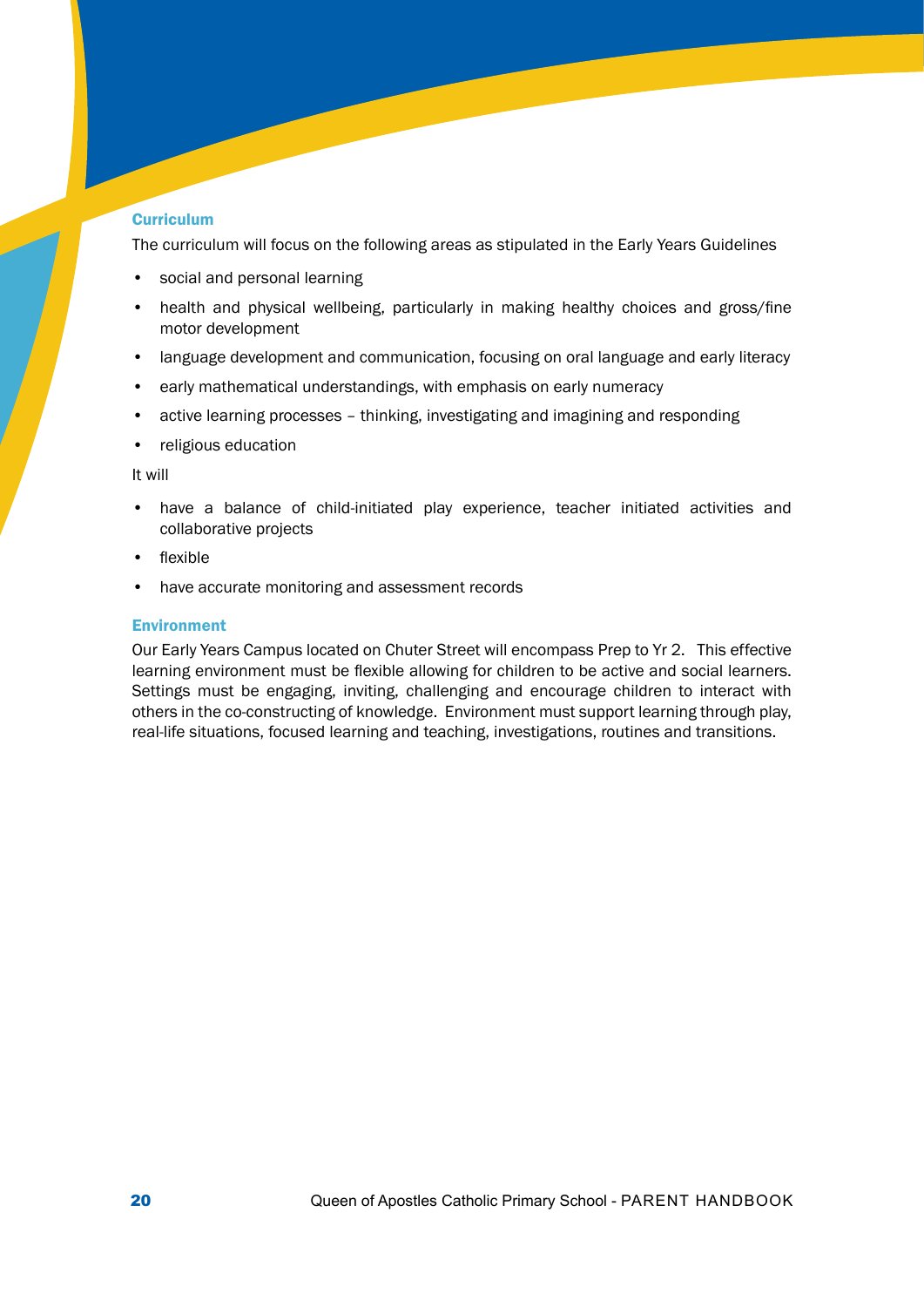### Curriculum

The curriculum will focus on the following areas as stipulated in the Early Years Guidelines

- social and personal learning
- health and physical wellbeing, particularly in making healthy choices and gross/fine motor development
- language development and communication, focusing on oral language and early literacy
- early mathematical understandings, with emphasis on early numeracy
- active learning processes – thinking, investigating and imagining and responding
- religious education

It will

- have a balance of child-initiated play experience, teacher initiated activities and collaborative projects
- flexible
- have accurate monitoring and assessment records

### Environment

Our Early Years Campus located on Chuter Street will encompass Prep to Yr 2. This effective learning environment must be flexible allowing for children to be active and social learners. Settings must be engaging, inviting, challenging and encourage children to interact with others in the co-constructing of knowledge. Environment must support learning through play, real-life situations, focused learning and teaching, investigations, routines and transitions.